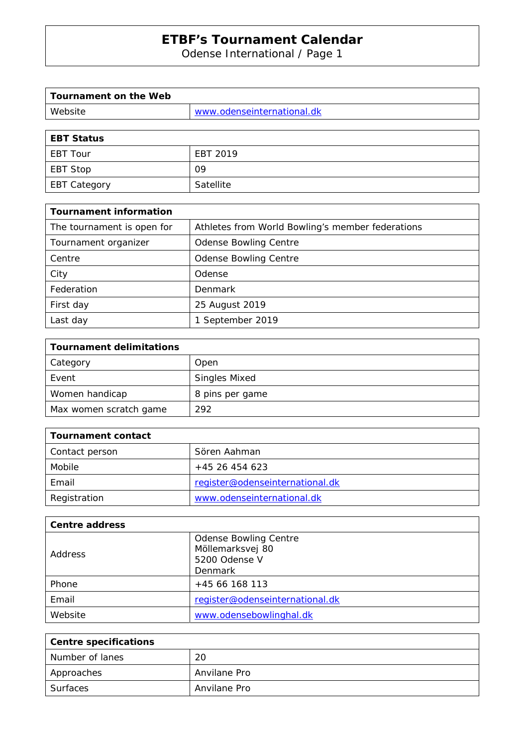# ETBF's Tournament Calendar

Odense International / Page 1

| Tournament on the Web | |
|---|---|
| Website | www.odenseinternational.dk |

| EBT Status | |
|---|---|
| EBT Tour | EBT 2019 |
| EBT Stop | 09 |
| EBT Category | Satellite |

| Tournament information | |
|---|---|
| The tournament is open for | Athletes from World Bowling's member federations |
| Tournament organizer | Odense Bowling Centre |
| Centre | Odense Bowling Centre |
| City | Odense |
| Federation | Denmark |
| First day | 25 August 2019 |
| Last day | 1 September 2019 |

| Tournament delimitations | |
|---|---|
| Category | Open |
| Event | Singles Mixed |
| Women handicap | 8 pins per game |
| Max women scratch game | 292 |

| Tournament contact | |
|---|---|
| Contact person | Sören Aahman |
| Mobile | +45 26 454 623 |
| Email | register@odenseinternational.dk |
| Registration | www.odenseinternational.dk |

| Centre address | |
|---|---|
| Address | Odense Bowling Centre<br>Möllemarksvej 80<br>5200 Odense V<br>Denmark |
| Phone | +45 66 168 113 |
| Email | register@odenseinternational.dk |
| Website | www.odensebowlinghal.dk |

| Centre specifications | |
|---|---|
| Number of lanes | 20 |
| Approaches | Anvilane Pro |
| Surfaces | Anvilane Pro |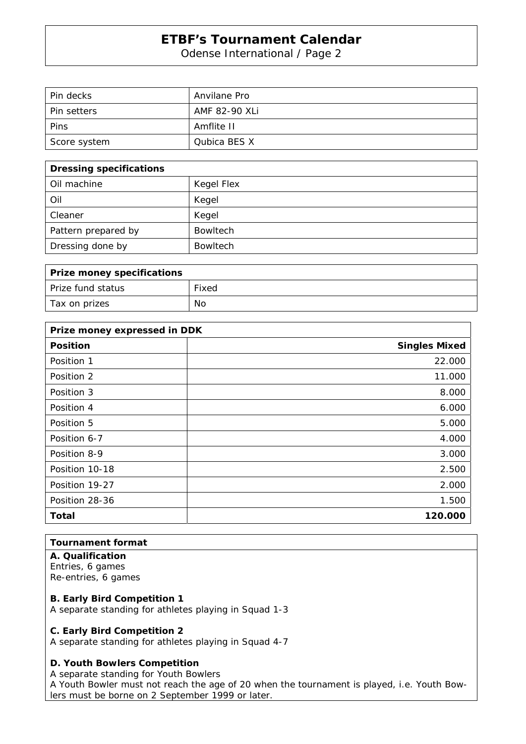| Pin decks | Anvilane Pro |
| --- | --- |
| Pin setters | AMF 82-90 XLi |
| Pins | Amflite II |
| Score system | Qubica BES X |

| **Dressing specifications** | |
| --- | --- |
| Oil machine | Kegel Flex |
| Oil | Kegel |
| Cleaner | Kegel |
| Pattern prepared by | Bowltech |
| Dressing done by | Bowltech |

| **Prize money specifications** | |
| --- | --- |
| Prize fund status | Fixed |
| Tax on prizes | No |

| **Prize money expressed in DDK** | |
| --- | ---: |
| **Position** | **Singles Mixed** |
| Position 1 | 22.000 |
| Position 2 | 11.000 |
| Position 3 | 8.000 |
| Position 4 | 6.000 |
| Position 5 | 5.000 |
| Position 6-7 | 4.000 |
| Position 8-9 | 3.000 |
| Position 10-18 | 2.500 |
| Position 19-27 | 2.000 |
| Position 28-36 | 1.500 |
| **Total** | **120.000** |

**Tournament format**

**A. Qualification**
Entries, 6 games
Re-entries, 6 games

**B. Early Bird Competition 1**
A separate standing for athletes playing in Squad 1-3

**C. Early Bird Competition 2**
A separate standing for athletes playing in Squad 4-7

**D. Youth Bowlers Competition**
A separate standing for Youth Bowlers
A Youth Bowler must not reach the age of 20 when the tournament is played, i.e. Youth Bowlers must be borne on 2 September 1999 or later.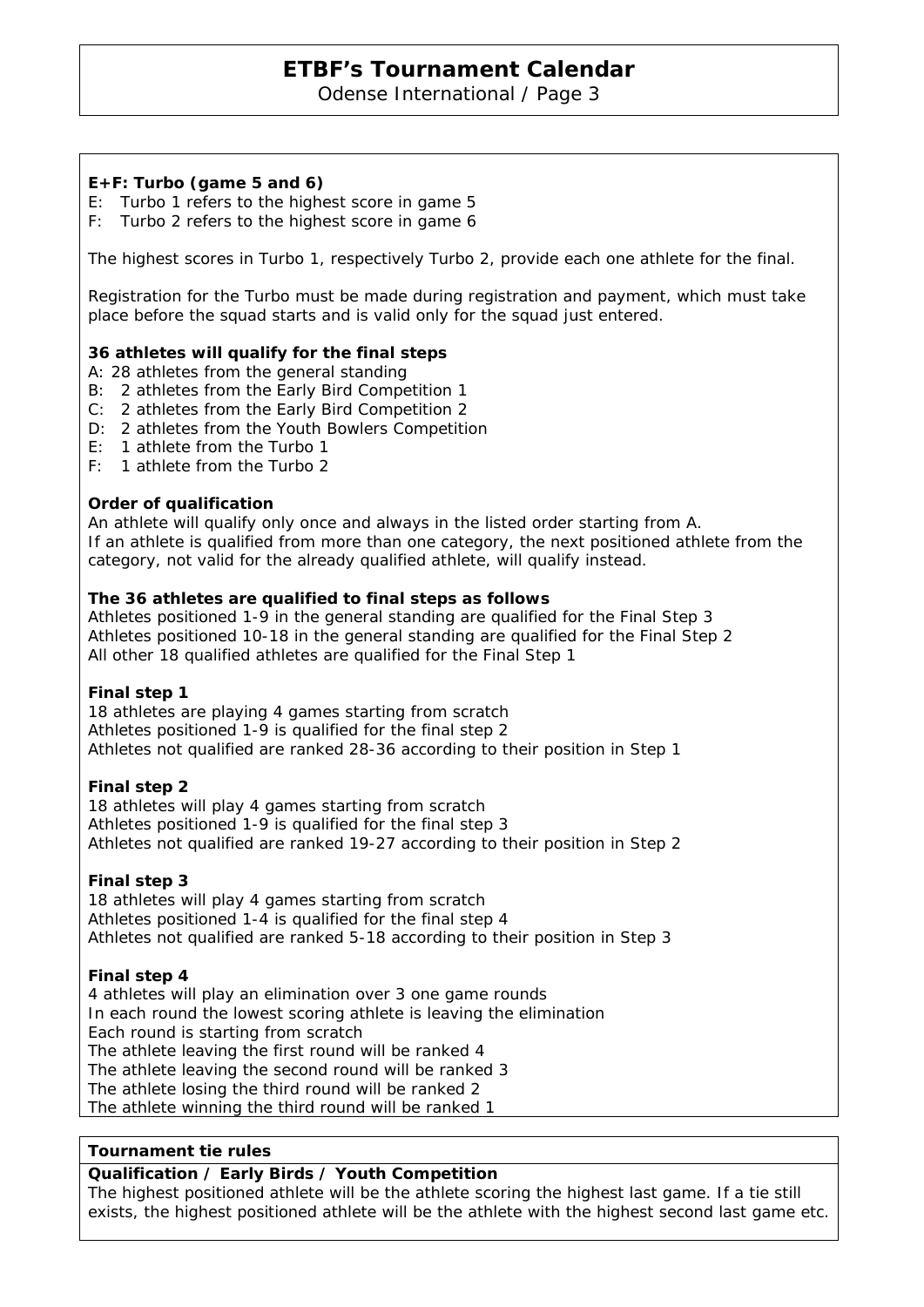**E+F: Turbo (game 5 and 6)**

E: Turbo 1 refers to the highest score in game 5
F: Turbo 2 refers to the highest score in game 6

The highest scores in Turbo 1, respectively Turbo 2, provide each one athlete for the final.

Registration for the Turbo must be made during registration and payment, which must take place before the squad starts and is valid only for the squad just entered.

**36 athletes will qualify for the final steps**

A: 28 athletes from the general standing
B: 2 athletes from the Early Bird Competition 1
C: 2 athletes from the Early Bird Competition 2
D: 2 athletes from the Youth Bowlers Competition
E: 1 athlete from the Turbo 1
F: 1 athlete from the Turbo 2

**Order of qualification**

An athlete will qualify only once and always in the listed order starting from A.
If an athlete is qualified from more than one category, the next positioned athlete from the category, not valid for the already qualified athlete, will qualify instead.

**The 36 athletes are qualified to final steps as follows**

Athletes positioned 1-9 in the general standing are qualified for the Final Step 3
Athletes positioned 10-18 in the general standing are qualified for the Final Step 2
All other 18 qualified athletes are qualified for the Final Step 1

**Final step 1**

18 athletes are playing 4 games starting from scratch
Athletes positioned 1-9 is qualified for the final step 2
Athletes not qualified are ranked 28-36 according to their position in Step 1

**Final step 2**

18 athletes will play 4 games starting from scratch
Athletes positioned 1-9 is qualified for the final step 3
Athletes not qualified are ranked 19-27 according to their position in Step 2

**Final step 3**

18 athletes will play 4 games starting from scratch
Athletes positioned 1-4 is qualified for the final step 4
Athletes not qualified are ranked 5-18 according to their position in Step 3

**Final step 4**

4 athletes will play an elimination over 3 one game rounds
In each round the lowest scoring athlete is leaving the elimination
Each round is starting from scratch
The athlete leaving the first round will be ranked 4
The athlete leaving the second round will be ranked 3
The athlete losing the third round will be ranked 2
The athlete winning the third round will be ranked 1

**Tournament tie rules**

**Qualification / Early Birds / Youth Competition**

The highest positioned athlete will be the athlete scoring the highest last game. If a tie still exists, the highest positioned athlete will be the athlete with the highest second last game etc.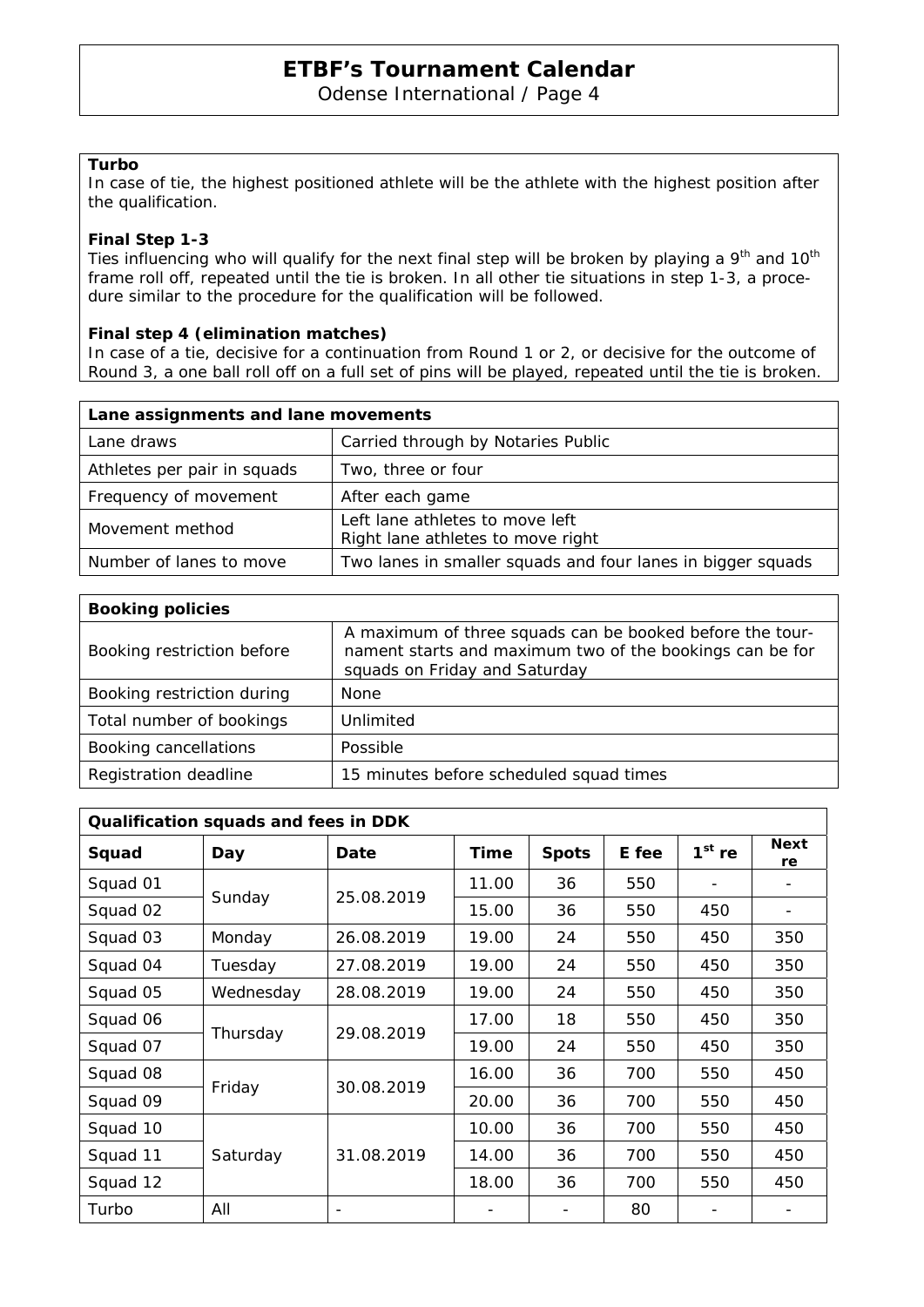**Turbo**
In case of tie, the highest positioned athlete will be the athlete with the highest position after the qualification.

**Final Step 1-3**
Ties influencing who will qualify for the next final step will be broken by playing a 9th and 10th frame roll off, repeated until the tie is broken. In all other tie situations in step 1-3, a procedure similar to the procedure for the qualification will be followed.

**Final step 4 (elimination matches)**
In case of a tie, decisive for a continuation from Round 1 or 2, or decisive for the outcome of Round 3, a one ball roll off on a full set of pins will be played, repeated until the tie is broken.

| **Lane assignments and lane movements** | |
|---|---|
| Lane draws | Carried through by Notaries Public |
| Athletes per pair in squads | Two, three or four |
| Frequency of movement | After each game |
| Movement method | Left lane athletes to move left<br>Right lane athletes to move right |
| Number of lanes to move | Two lanes in smaller squads and four lanes in bigger squads |

| **Booking policies** | |
|---|---|
| Booking restriction before | A maximum of three squads can be booked before the tournament starts and maximum two of the bookings can be for squads on Friday and Saturday |
| Booking restriction during | None |
| Total number of bookings | Unlimited |
| Booking cancellations | Possible |
| Registration deadline | 15 minutes before scheduled squad times |

| **Qualification squads and fees in DDK** | | | | | | | |
|---|---|---|---|---|---|---|---|
| **Squad** | **Day** | **Date** | **Time** | **Spots** | **E fee** | **1st re** | **Next re** |
| Squad 01 | Sunday | 25.08.2019 | 11.00 | 36 | 550 | - | - |
| Squad 02 | | | 15.00 | 36 | 550 | 450 | - |
| Squad 03 | Monday | 26.08.2019 | 19.00 | 24 | 550 | 450 | 350 |
| Squad 04 | Tuesday | 27.08.2019 | 19.00 | 24 | 550 | 450 | 350 |
| Squad 05 | Wednesday | 28.08.2019 | 19.00 | 24 | 550 | 450 | 350 |
| Squad 06 | Thursday | 29.08.2019 | 17.00 | 18 | 550 | 450 | 350 |
| Squad 07 | | | 19.00 | 24 | 550 | 450 | 350 |
| Squad 08 | Friday | 30.08.2019 | 16.00 | 36 | 700 | 550 | 450 |
| Squad 09 | | | 20.00 | 36 | 700 | 550 | 450 |
| Squad 10 | Saturday | 31.08.2019 | 10.00 | 36 | 700 | 550 | 450 |
| Squad 11 | | | 14.00 | 36 | 700 | 550 | 450 |
| Squad 12 | | | 18.00 | 36 | 700 | 550 | 450 |
| Turbo | All | - | - | - | 80 | - | - |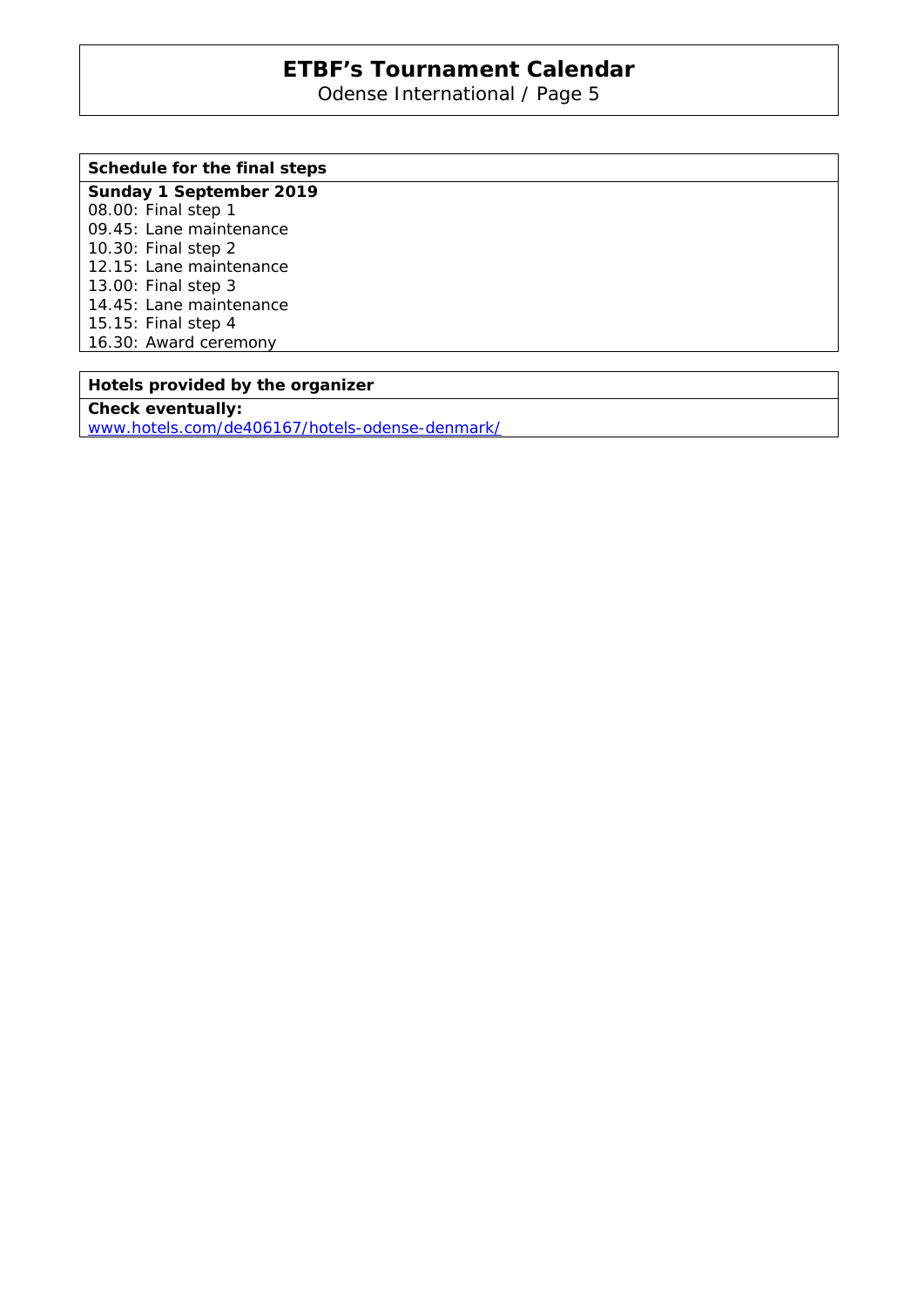**Schedule for the final steps**

**Sunday 1 September 2019**

08.00: Final step 1
09.45: Lane maintenance
10.30: Final step 2
12.15: Lane maintenance
13.00: Final step 3
14.45: Lane maintenance
15.15: Final step 4
16.30: Award ceremony

**Hotels provided by the organizer**

**Check eventually:**
[www.hotels.com/de406167/hotels-odense-denmark/](http://www.hotels.com/de406167/hotels-odense-denmark/)